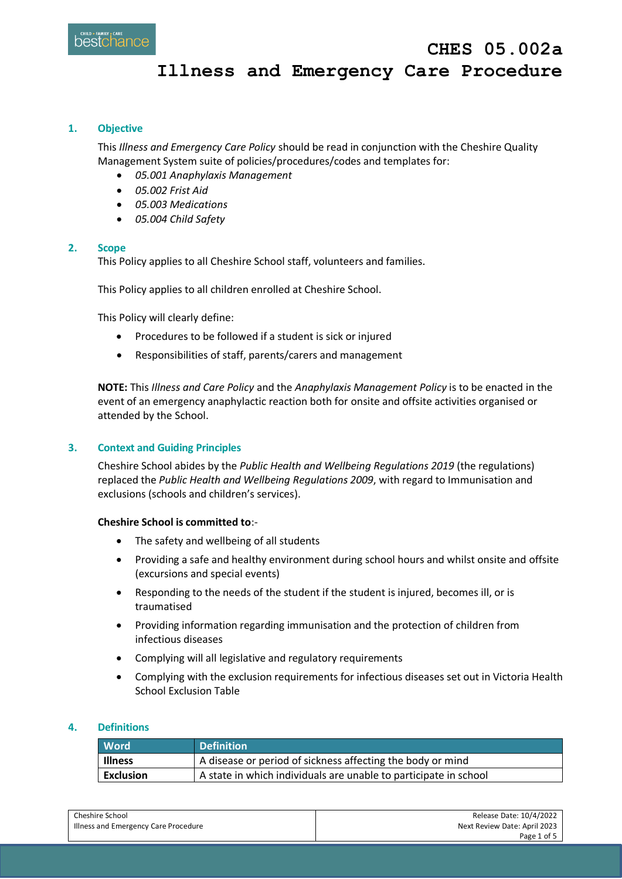# CHES 05.002a

# Illness and Emergency Care Procedure

## 1. Objective

This *Illness and Emergency Care Policy* should be read in conjunction with the Cheshire Quality Management System suite of policies/procedures/codes and templates for:

- *05.001 Anaphylaxis Management*
- *05.002 Frist Aid*
- *05.003 Medications*
- *05.004 Child Safety*

## 2. Scope

This Policy applies to all Cheshire School staff, volunteers and families.

This Policy applies to all children enrolled at Cheshire School.

This Policy will clearly define:

- Procedures to be followed if a student is sick or injured
- Responsibilities of staff, parents/carers and management

**NOTE:** This *Illness and Care Policy* and the *Anaphylaxis Management Policy* is to be enacted in the event of an emergency anaphylactic reaction both for onsite and offsite activities organised or attended by the School.

## 3. Context and Guiding Principles

Cheshire School abides by the *Public Health and Wellbeing Regulations 2019* (the regulations) replaced the *Public Health and Wellbeing Regulations 2009*, with regard to Immunisation and exclusions (schools and children's services).

**Cheshire School is committed to**:-

- The safety and wellbeing of all students
- Providing a safe and healthy environment during school hours and whilst onsite and offsite (excursions and special events)
- Responding to the needs of the student if the student is injured, becomes ill, or is traumatised
- Providing information regarding immunisation and the protection of children from infectious diseases
- Complying will all legislative and regulatory requirements
- Complying with the exclusion requirements for infectious diseases set out in Victoria Health School Exclusion Table

## 4. Definitions

| Word | Definition |
|---|---|
| **Illness** | A disease or period of sickness affecting the body or mind |
| **Exclusion** | A state in which individuals are unable to participate in school |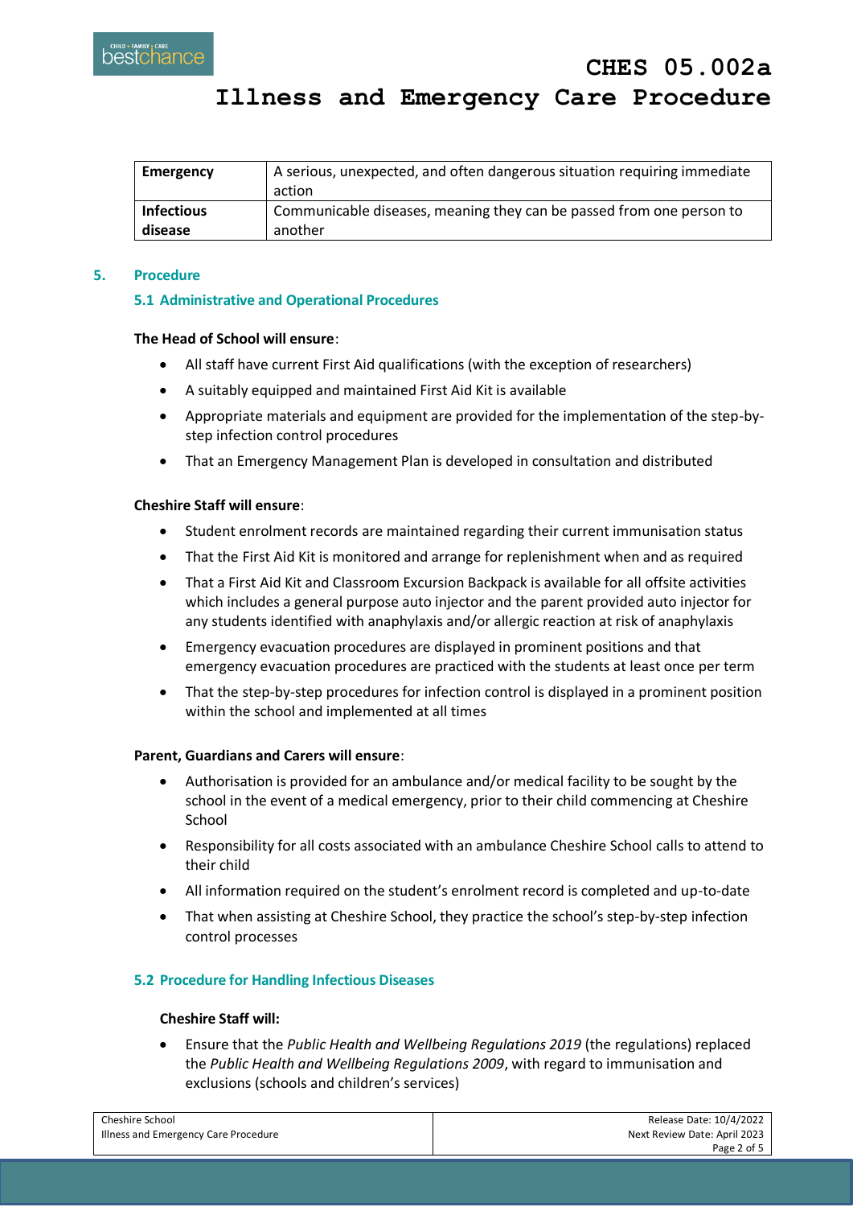| Emergency | A serious, unexpected, and often dangerous situation requiring immediate action |
|---|---|
| Infectious disease | Communicable diseases, meaning they can be passed from one person to another |

## 5. Procedure

### 5.1 Administrative and Operational Procedures

**The Head of School will ensure**:

- All staff have current First Aid qualifications (with the exception of researchers)
- A suitably equipped and maintained First Aid Kit is available
- Appropriate materials and equipment are provided for the implementation of the step-by-step infection control procedures
- That an Emergency Management Plan is developed in consultation and distributed

**Cheshire Staff will ensure**:

- Student enrolment records are maintained regarding their current immunisation status
- That the First Aid Kit is monitored and arrange for replenishment when and as required
- That a First Aid Kit and Classroom Excursion Backpack is available for all offsite activities which includes a general purpose auto injector and the parent provided auto injector for any students identified with anaphylaxis and/or allergic reaction at risk of anaphylaxis
- Emergency evacuation procedures are displayed in prominent positions and that emergency evacuation procedures are practiced with the students at least once per term
- That the step-by-step procedures for infection control is displayed in a prominent position within the school and implemented at all times

**Parent, Guardians and Carers will ensure**:

- Authorisation is provided for an ambulance and/or medical facility to be sought by the school in the event of a medical emergency, prior to their child commencing at Cheshire School
- Responsibility for all costs associated with an ambulance Cheshire School calls to attend to their child
- All information required on the student's enrolment record is completed and up-to-date
- That when assisting at Cheshire School, they practice the school's step-by-step infection control processes

### 5.2 Procedure for Handling Infectious Diseases

**Cheshire Staff will:**

- Ensure that the *Public Health and Wellbeing Regulations 2019* (the regulations) replaced the *Public Health and Wellbeing Regulations 2009*, with regard to immunisation and exclusions (schools and children's services)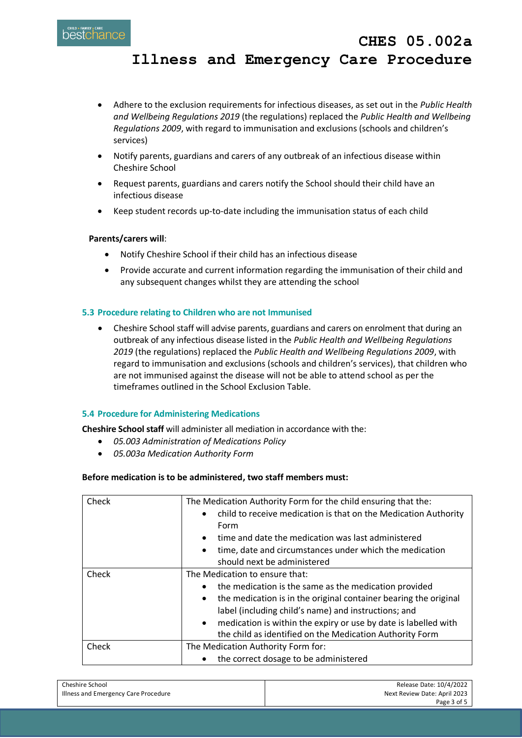- Adhere to the exclusion requirements for infectious diseases, as set out in the *Public Health and Wellbeing Regulations 2019* (the regulations) replaced the *Public Health and Wellbeing Regulations 2009*, with regard to immunisation and exclusions (schools and children's services)
- Notify parents, guardians and carers of any outbreak of an infectious disease within Cheshire School
- Request parents, guardians and carers notify the School should their child have an infectious disease
- Keep student records up-to-date including the immunisation status of each child

**Parents/carers will**:

- Notify Cheshire School if their child has an infectious disease
- Provide accurate and current information regarding the immunisation of their child and any subsequent changes whilst they are attending the school

### 5.3 Procedure relating to Children who are not Immunised

- Cheshire School staff will advise parents, guardians and carers on enrolment that during an outbreak of any infectious disease listed in the *Public Health and Wellbeing Regulations 2019* (the regulations) replaced the *Public Health and Wellbeing Regulations 2009*, with regard to immunisation and exclusions (schools and children's services), that children who are not immunised against the disease will not be able to attend school as per the timeframes outlined in the School Exclusion Table.

### 5.4 Procedure for Administering Medications

**Cheshire School staff** will administer all mediation in accordance with the:

- *05.003 Administration of Medications Policy*
- *05.003a Medication Authority Form*

**Before medication is to be administered, two staff members must:**

| Check | The Medication Authority Form for the child ensuring that the:<br>• child to receive medication is that on the Medication Authority Form<br>• time and date the medication was last administered<br>• time, date and circumstances under which the medication should next be administered |
|---|---|
| Check | The Medication to ensure that:<br>• the medication is the same as the medication provided<br>• the medication is in the original container bearing the original label (including child's name) and instructions; and<br>• medication is within the expiry or use by date is labelled with the child as identified on the Medication Authority Form |
| Check | The Medication Authority Form for:<br>• the correct dosage to be administered |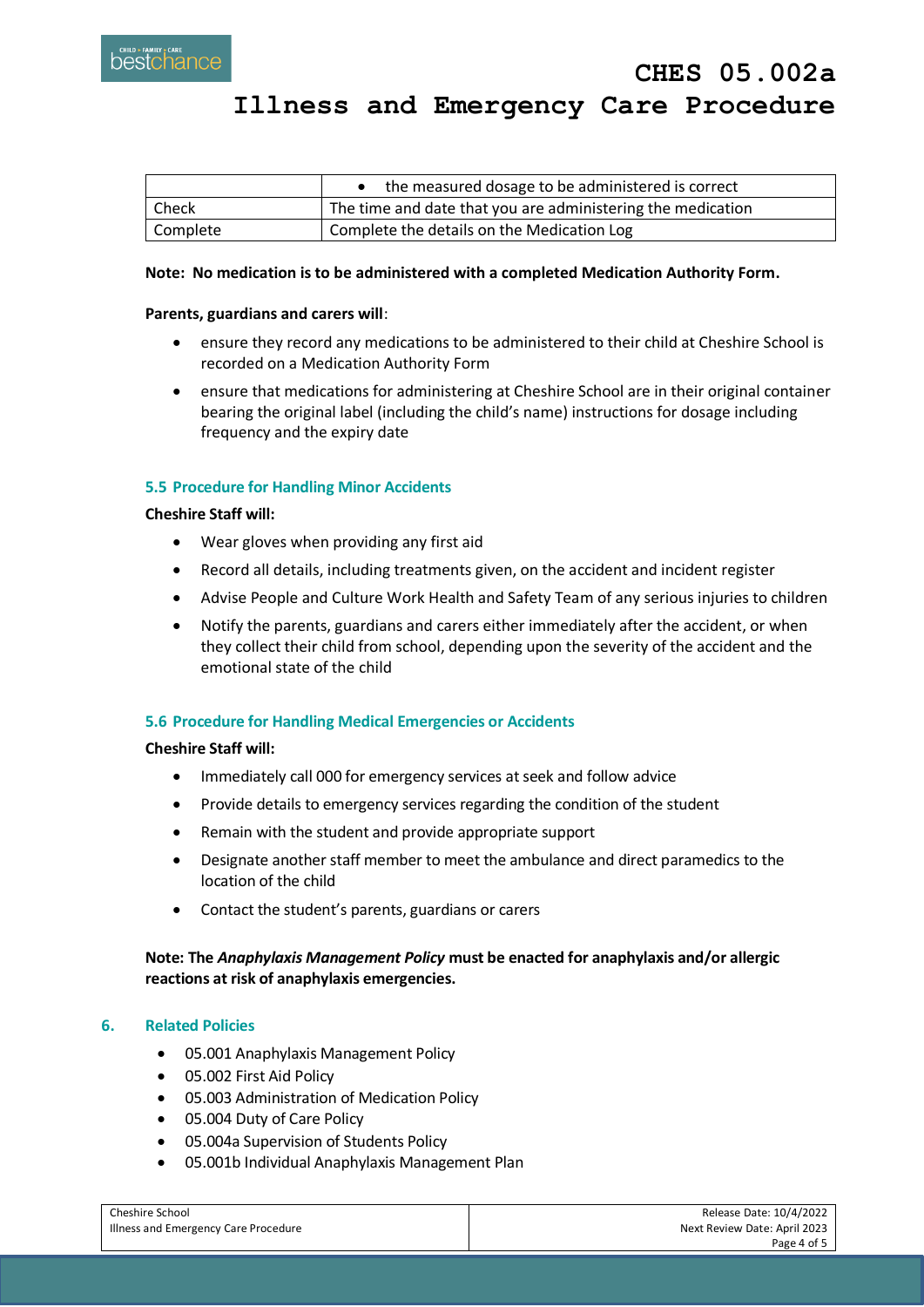|  |  |
| --- | --- |
|  | • the measured dosage to be administered is correct |
| Check | The time and date that you are administering the medication |
| Complete | Complete the details on the Medication Log |

**Note: No medication is to be administered with a completed Medication Authority Form.**

**Parents, guardians and carers will**:

- ensure they record any medications to be administered to their child at Cheshire School is recorded on a Medication Authority Form
- ensure that medications for administering at Cheshire School are in their original container bearing the original label (including the child's name) instructions for dosage including frequency and the expiry date

### 5.5 Procedure for Handling Minor Accidents

**Cheshire Staff will:**

- Wear gloves when providing any first aid
- Record all details, including treatments given, on the accident and incident register
- Advise People and Culture Work Health and Safety Team of any serious injuries to children
- Notify the parents, guardians and carers either immediately after the accident, or when they collect their child from school, depending upon the severity of the accident and the emotional state of the child

### 5.6 Procedure for Handling Medical Emergencies or Accidents

**Cheshire Staff will:**

- Immediately call 000 for emergency services at seek and follow advice
- Provide details to emergency services regarding the condition of the student
- Remain with the student and provide appropriate support
- Designate another staff member to meet the ambulance and direct paramedics to the location of the child
- Contact the student's parents, guardians or carers

**Note: The *Anaphylaxis Management Policy* must be enacted for anaphylaxis and/or allergic reactions at risk of anaphylaxis emergencies.**

## 6. Related Policies

- 05.001 Anaphylaxis Management Policy
- 05.002 First Aid Policy
- 05.003 Administration of Medication Policy
- 05.004 Duty of Care Policy
- 05.004a Supervision of Students Policy
- 05.001b Individual Anaphylaxis Management Plan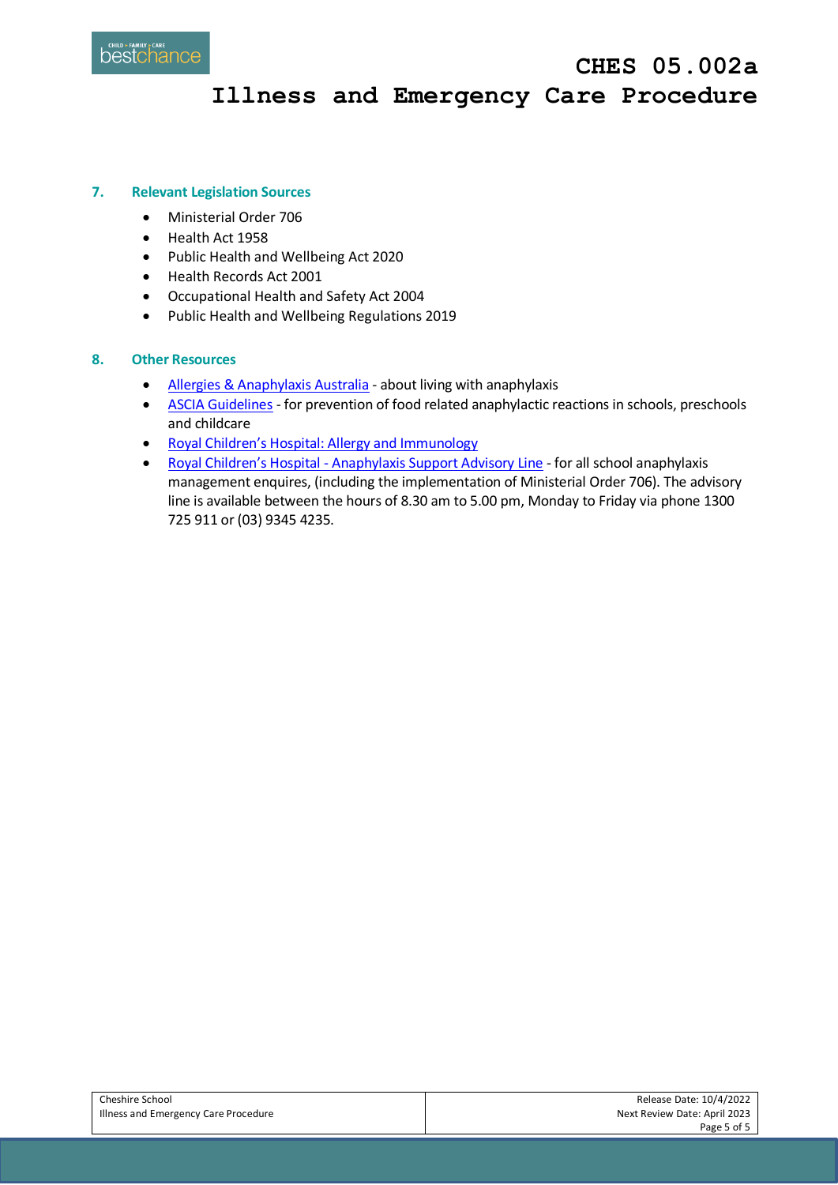## 7. Relevant Legislation Sources

- Ministerial Order 706
- Health Act 1958
- Public Health and Wellbeing Act 2020
- Health Records Act 2001
- Occupational Health and Safety Act 2004
- Public Health and Wellbeing Regulations 2019

## 8. Other Resources

- Allergies & Anaphylaxis Australia - about living with anaphylaxis
- ASCIA Guidelines - for prevention of food related anaphylactic reactions in schools, preschools and childcare
- Royal Children's Hospital: Allergy and Immunology
- Royal Children's Hospital - Anaphylaxis Support Advisory Line - for all school anaphylaxis management enquires, (including the implementation of Ministerial Order 706). The advisory line is available between the hours of 8.30 am to 5.00 pm, Monday to Friday via phone 1300 725 911 or (03) 9345 4235.